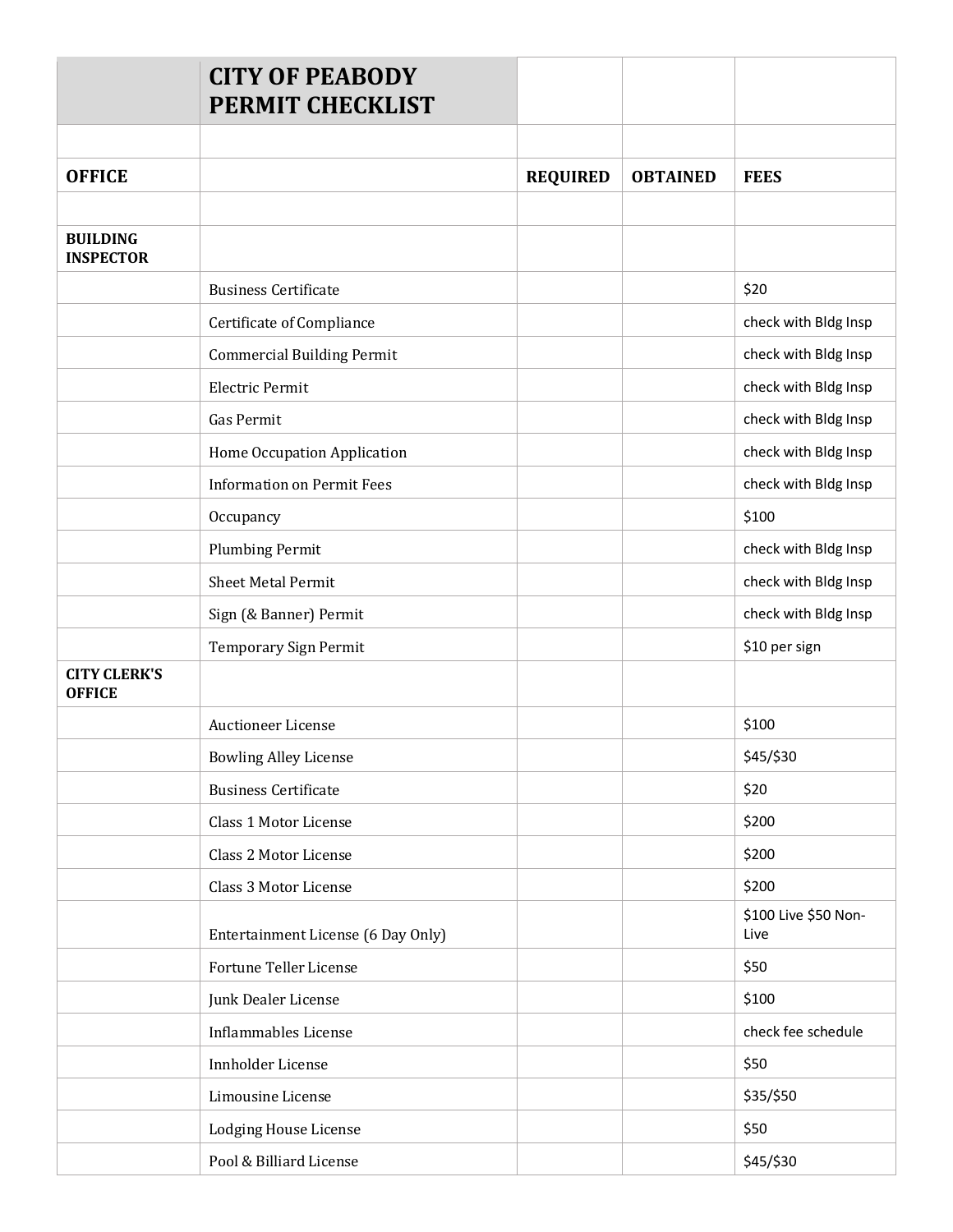# CITY OF PEABODY PERMIT CHECKLIST

| OFFICE | | REQUIRED | OBTAINED | FEES |
|---|---|---|---|---|
| **BUILDING INSPECTOR** | | | | |
| | Business Certificate | | | $20 |
| | Certificate of Compliance | | | check with Bldg Insp |
| | Commercial Building Permit | | | check with Bldg Insp |
| | Electric Permit | | | check with Bldg Insp |
| | Gas Permit | | | check with Bldg Insp |
| | Home Occupation Application | | | check with Bldg Insp |
| | Information on Permit Fees | | | check with Bldg Insp |
| | Occupancy | | | $100 |
| | Plumbing Permit | | | check with Bldg Insp |
| | Sheet Metal Permit | | | check with Bldg Insp |
| | Sign (& Banner) Permit | | | check with Bldg Insp |
| | Temporary Sign Permit | | | $10 per sign |
| **CITY CLERK'S OFFICE** | | | | |
| | Auctioneer License | | | $100 |
| | Bowling Alley License | | | $45/$30 |
| | Business Certificate | | | $20 |
| | Class 1 Motor License | | | $200 |
| | Class 2 Motor License | | | $200 |
| | Class 3 Motor License | | | $200 |
| | Entertainment License (6 Day Only) | | | $100 Live $50 Non-Live |
| | Fortune Teller License | | | $50 |
| | Junk Dealer License | | | $100 |
| | Inflammables License | | | check fee schedule |
| | Innholder License | | | $50 |
| | Limousine License | | | $35/$50 |
| | Lodging House License | | | $50 |
| | Pool & Billiard License | | | $45/$30 |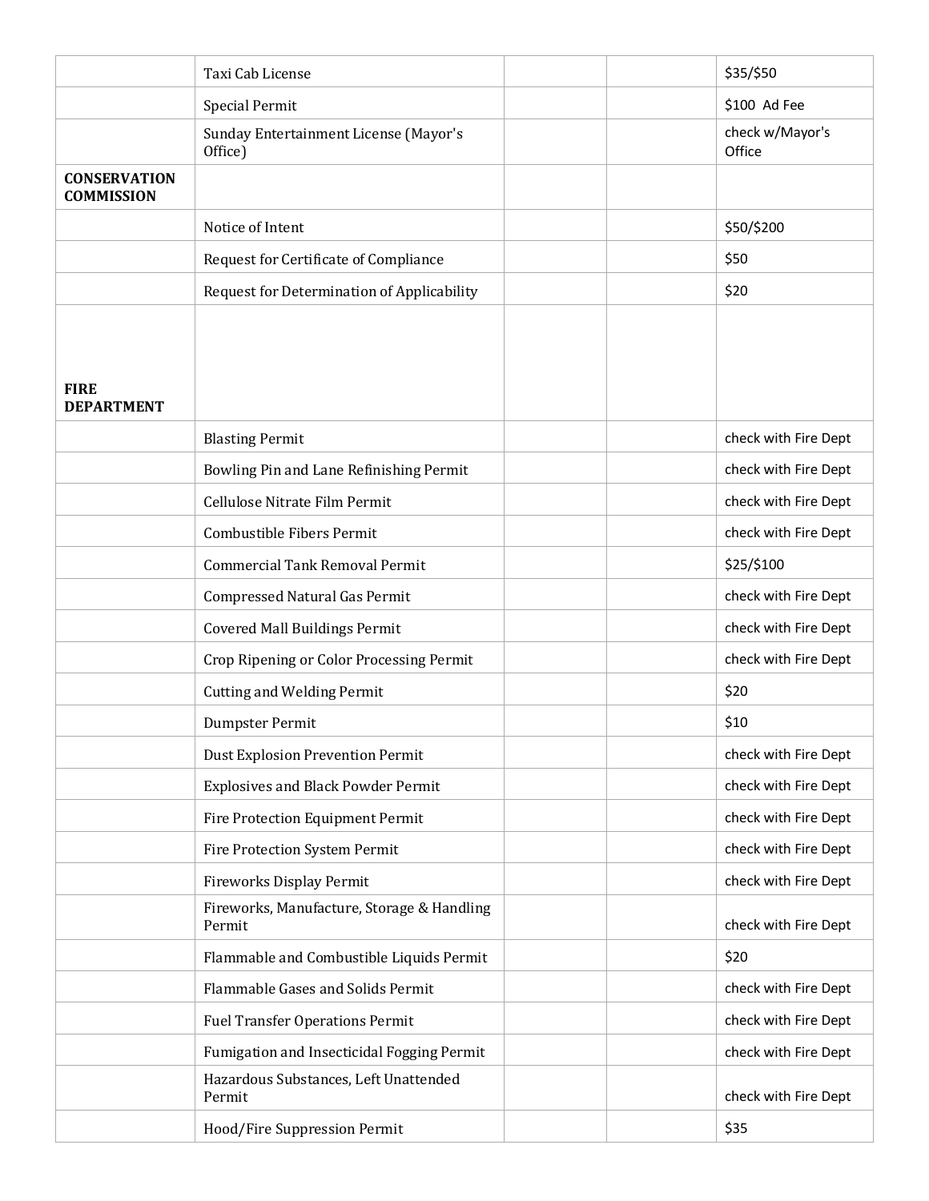| | | | | |
|---|---|---|---|---|
| | Taxi Cab License | | | $35/$50 |
| | Special Permit | | | $100 Ad Fee |
| | Sunday Entertainment License (Mayor's Office) | | | check w/Mayor's Office |
| **CONSERVATION COMMISSION** | | | | |
| | Notice of Intent | | | $50/$200 |
| | Request for Certificate of Compliance | | | $50 |
| | Request for Determination of Applicability | | | $20 |
| **FIRE DEPARTMENT** | | | | |
| | Blasting Permit | | | check with Fire Dept |
| | Bowling Pin and Lane Refinishing Permit | | | check with Fire Dept |
| | Cellulose Nitrate Film Permit | | | check with Fire Dept |
| | Combustible Fibers Permit | | | check with Fire Dept |
| | Commercial Tank Removal Permit | | | $25/$100 |
| | Compressed Natural Gas Permit | | | check with Fire Dept |
| | Covered Mall Buildings Permit | | | check with Fire Dept |
| | Crop Ripening or Color Processing Permit | | | check with Fire Dept |
| | Cutting and Welding Permit | | | $20 |
| | Dumpster Permit | | | $10 |
| | Dust Explosion Prevention Permit | | | check with Fire Dept |
| | Explosives and Black Powder Permit | | | check with Fire Dept |
| | Fire Protection Equipment Permit | | | check with Fire Dept |
| | Fire Protection System Permit | | | check with Fire Dept |
| | Fireworks Display Permit | | | check with Fire Dept |
| | Fireworks, Manufacture, Storage & Handling Permit | | | check with Fire Dept |
| | Flammable and Combustible Liquids Permit | | | $20 |
| | Flammable Gases and Solids Permit | | | check with Fire Dept |
| | Fuel Transfer Operations Permit | | | check with Fire Dept |
| | Fumigation and Insecticidal Fogging Permit | | | check with Fire Dept |
| | Hazardous Substances, Left Unattended Permit | | | check with Fire Dept |
| | Hood/Fire Suppression Permit | | | $35 |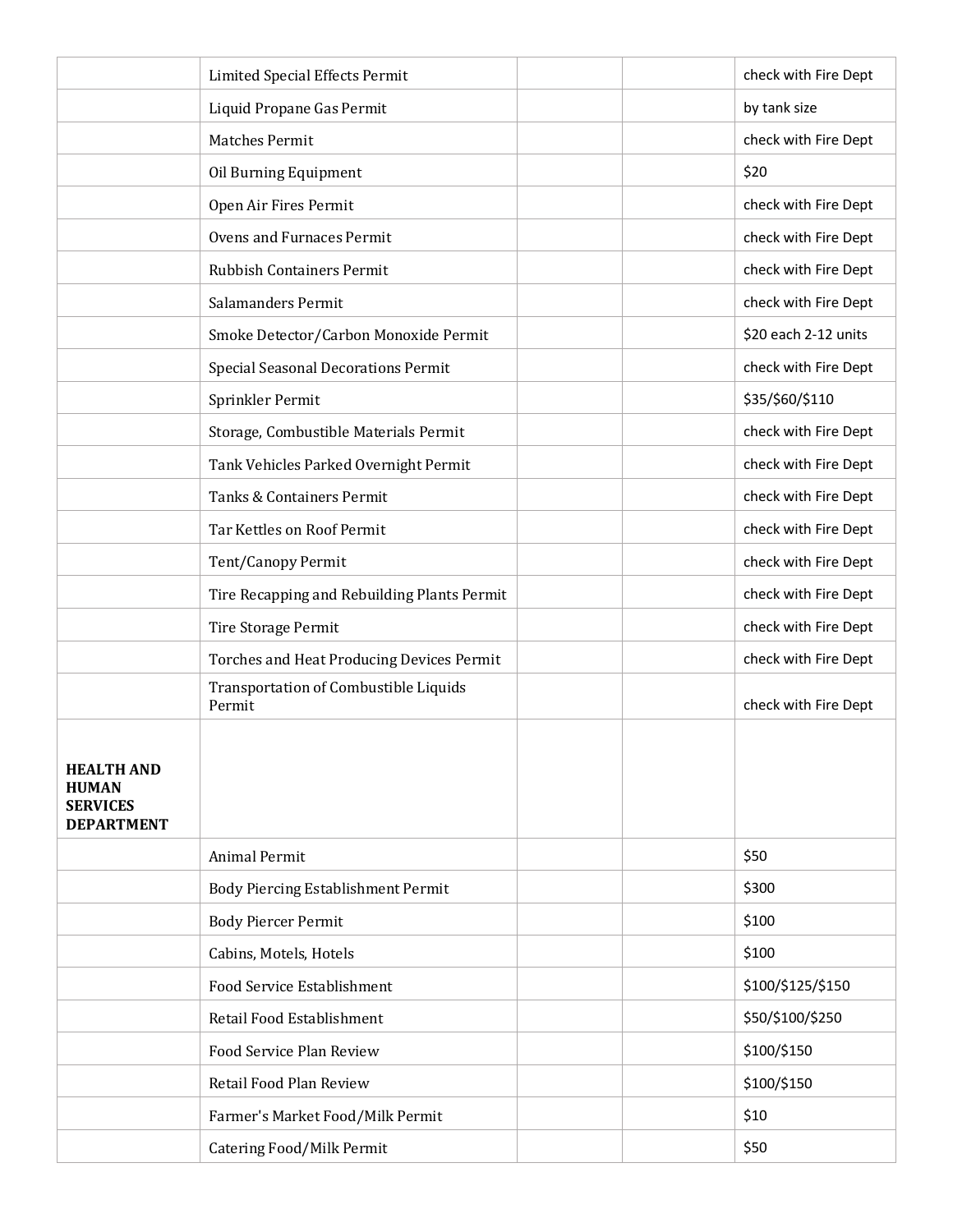| | | | | |
|---|---|---|---|---|
| | Limited Special Effects Permit | | | check with Fire Dept |
| | Liquid Propane Gas Permit | | | by tank size |
| | Matches Permit | | | check with Fire Dept |
| | Oil Burning Equipment | | | $20 |
| | Open Air Fires Permit | | | check with Fire Dept |
| | Ovens and Furnaces Permit | | | check with Fire Dept |
| | Rubbish Containers Permit | | | check with Fire Dept |
| | Salamanders Permit | | | check with Fire Dept |
| | Smoke Detector/Carbon Monoxide Permit | | | $20 each 2-12 units |
| | Special Seasonal Decorations Permit | | | check with Fire Dept |
| | Sprinkler Permit | | | $35/$60/$110 |
| | Storage, Combustible Materials Permit | | | check with Fire Dept |
| | Tank Vehicles Parked Overnight Permit | | | check with Fire Dept |
| | Tanks & Containers Permit | | | check with Fire Dept |
| | Tar Kettles on Roof Permit | | | check with Fire Dept |
| | Tent/Canopy Permit | | | check with Fire Dept |
| | Tire Recapping and Rebuilding Plants Permit | | | check with Fire Dept |
| | Tire Storage Permit | | | check with Fire Dept |
| | Torches and Heat Producing Devices Permit | | | check with Fire Dept |
| | Transportation of Combustible Liquids Permit | | | check with Fire Dept |
| **HEALTH AND HUMAN SERVICES DEPARTMENT** | | | | |
| | Animal Permit | | | $50 |
| | Body Piercing Establishment Permit | | | $300 |
| | Body Piercer Permit | | | $100 |
| | Cabins, Motels, Hotels | | | $100 |
| | Food Service Establishment | | | $100/$125/$150 |
| | Retail Food Establishment | | | $50/$100/$250 |
| | Food Service Plan Review | | | $100/$150 |
| | Retail Food Plan Review | | | $100/$150 |
| | Farmer's Market Food/Milk Permit | | | $10 |
| | Catering Food/Milk Permit | | | $50 |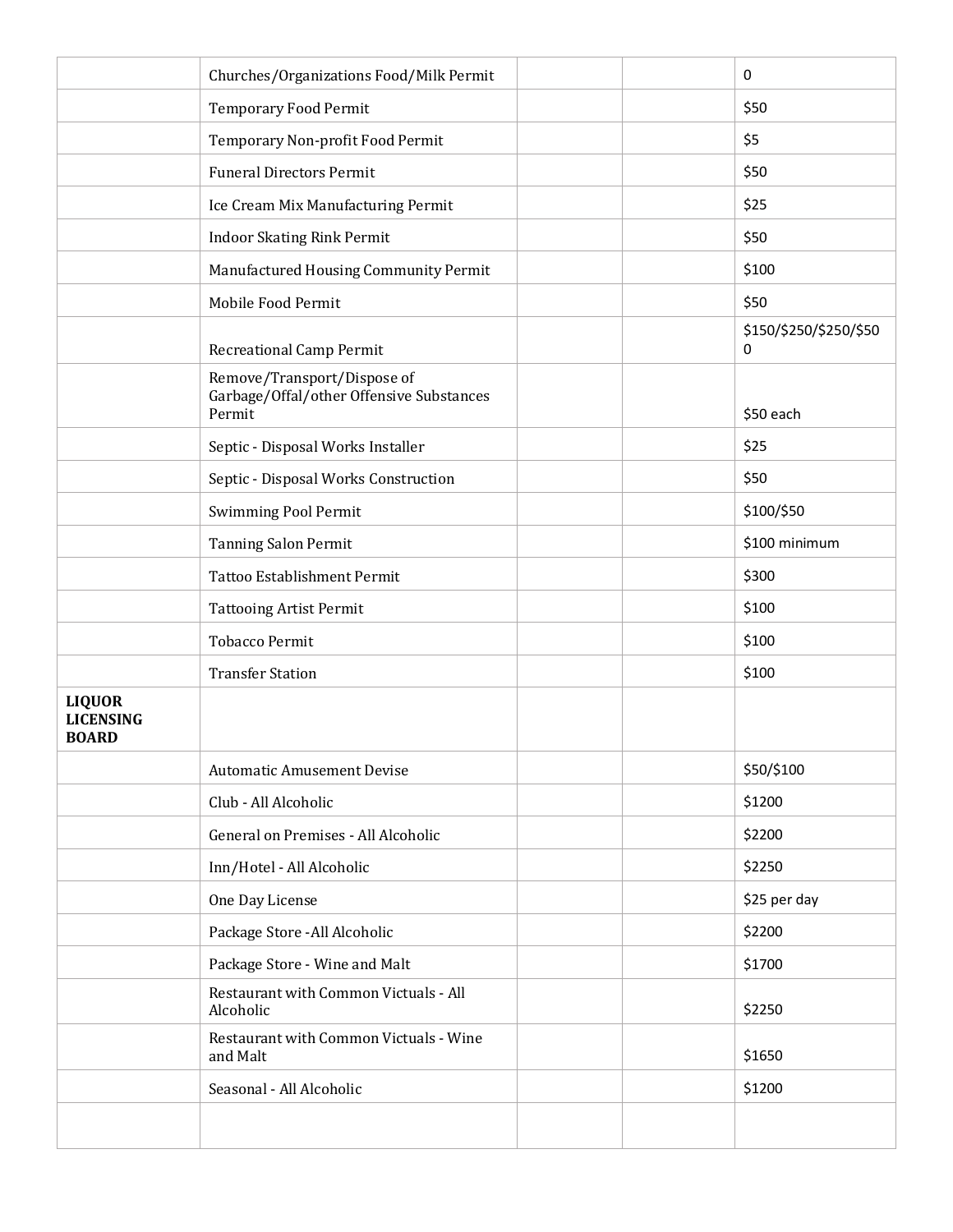| | | | | |
|---|---|---|---|---|
| | Churches/Organizations Food/Milk Permit | | | 0 |
| | Temporary Food Permit | | | $50 |
| | Temporary Non-profit Food Permit | | | $5 |
| | Funeral Directors Permit | | | $50 |
| | Ice Cream Mix Manufacturing Permit | | | $25 |
| | Indoor Skating Rink Permit | | | $50 |
| | Manufactured Housing Community Permit | | | $100 |
| | Mobile Food Permit | | | $50 |
| | Recreational Camp Permit | | | $150/$250/$250/$500 |
| | Remove/Transport/Dispose of Garbage/Offal/other Offensive Substances Permit | | | $50 each |
| | Septic - Disposal Works Installer | | | $25 |
| | Septic - Disposal Works Construction | | | $50 |
| | Swimming Pool Permit | | | $100/$50 |
| | Tanning Salon Permit | | | $100 minimum |
| | Tattoo Establishment Permit | | | $300 |
| | Tattooing Artist Permit | | | $100 |
| | Tobacco Permit | | | $100 |
| | Transfer Station | | | $100 |
| **LIQUOR LICENSING BOARD** | | | | |
| | Automatic Amusement Devise | | | $50/$100 |
| | Club - All Alcoholic | | | $1200 |
| | General on Premises - All Alcoholic | | | $2200 |
| | Inn/Hotel - All Alcoholic | | | $2250 |
| | One Day License | | | $25 per day |
| | Package Store -All Alcoholic | | | $2200 |
| | Package Store - Wine and Malt | | | $1700 |
| | Restaurant with Common Victuals - All Alcoholic | | | $2250 |
| | Restaurant with Common Victuals - Wine and Malt | | | $1650 |
| | Seasonal - All Alcoholic | | | $1200 |
| | | | | |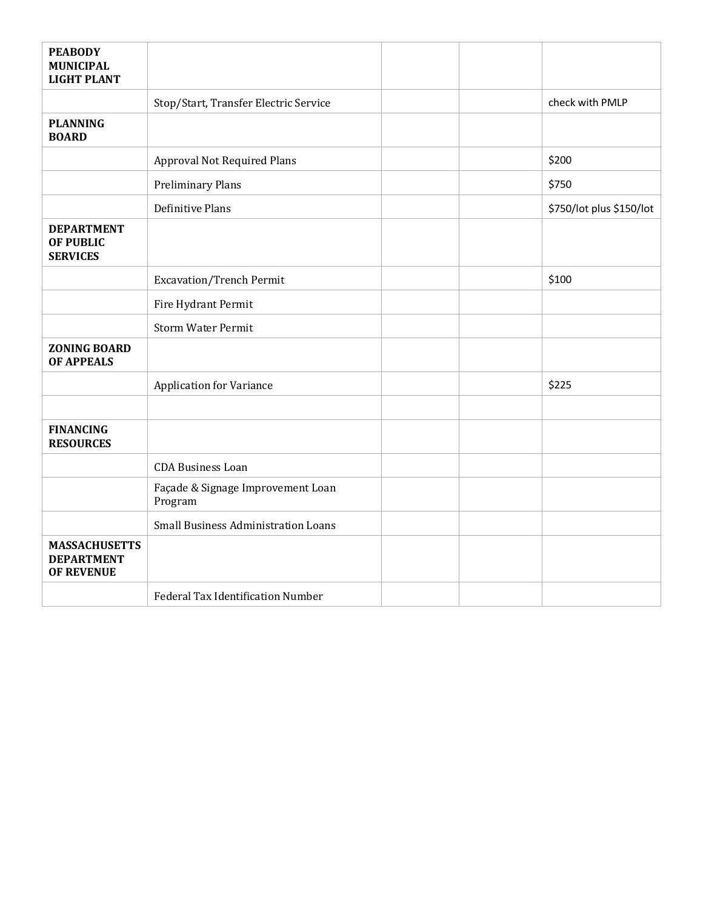| | | | | |
|---|---|---|---|---|
| **PEABODY MUNICIPAL LIGHT PLANT** | | | | |
| | Stop/Start, Transfer Electric Service | | | check with PMLP |
| **PLANNING BOARD** | | | | |
| | Approval Not Required Plans | | | $200 |
| | Preliminary Plans | | | $750 |
| | Definitive Plans | | | $750/lot plus $150/lot |
| **DEPARTMENT OF PUBLIC SERVICES** | | | | |
| | Excavation/Trench Permit | | | $100 |
| | Fire Hydrant Permit | | | |
| | Storm Water Permit | | | |
| **ZONING BOARD OF APPEALS** | | | | |
| | Application for Variance | | | $225 |
| | | | | |
| **FINANCING RESOURCES** | | | | |
| | CDA Business Loan | | | |
| | Façade & Signage Improvement Loan Program | | | |
| | Small Business Administration Loans | | | |
| **MASSACHUSETTS DEPARTMENT OF REVENUE** | | | | |
| | Federal Tax Identification Number | | | |